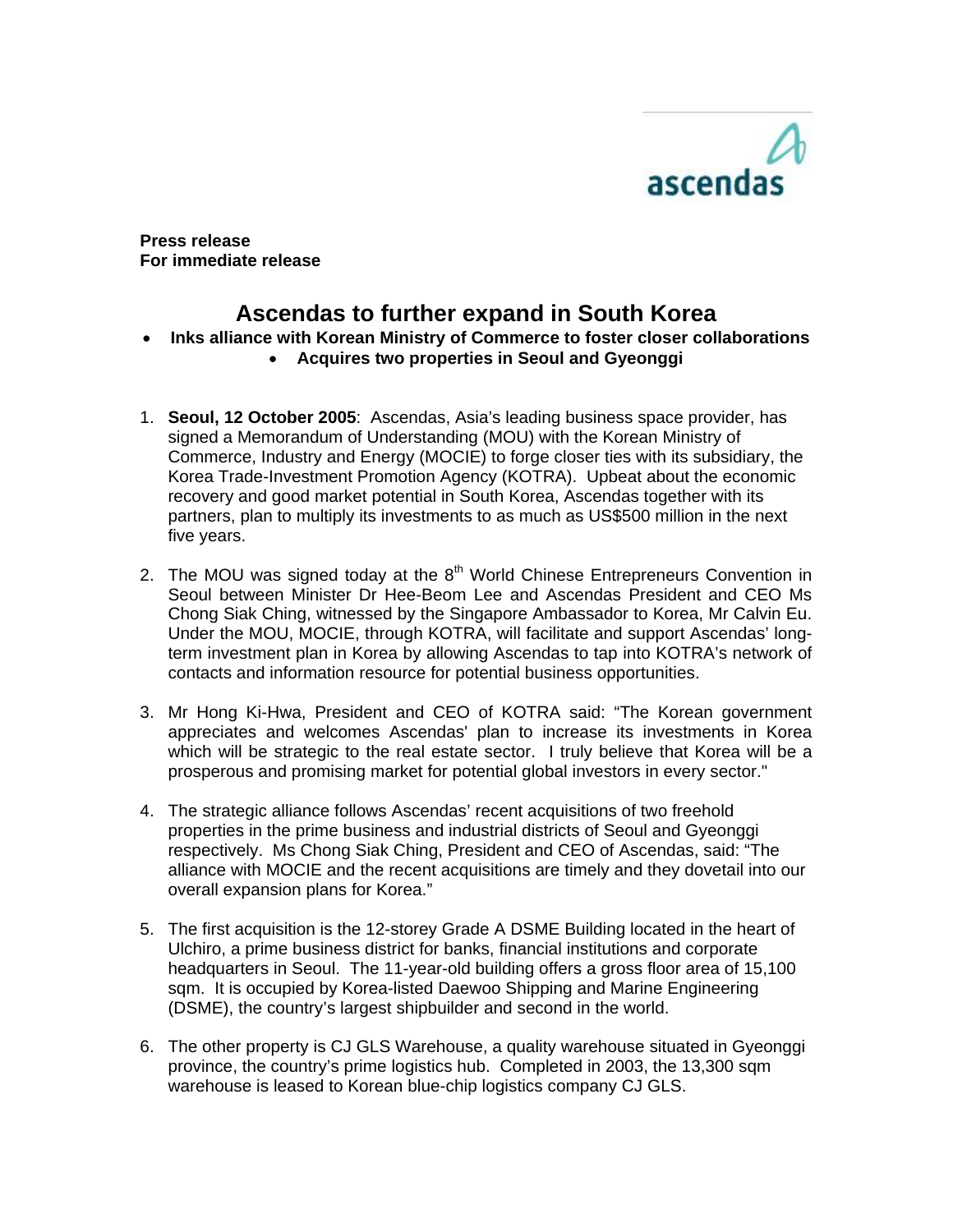ascendas

**Press release**
**For immediate release**

# Ascendas to further expand in South Korea

- **Inks alliance with Korean Ministry of Commerce to foster closer collaborations**
- **Acquires two properties in Seoul and Gyeonggi**

1. **Seoul, 12 October 2005**: Ascendas, Asia's leading business space provider, has signed a Memorandum of Understanding (MOU) with the Korean Ministry of Commerce, Industry and Energy (MOCIE) to forge closer ties with its subsidiary, the Korea Trade-Investment Promotion Agency (KOTRA). Upbeat about the economic recovery and good market potential in South Korea, Ascendas together with its partners, plan to multiply its investments to as much as US$500 million in the next five years.

2. The MOU was signed today at the 8th World Chinese Entrepreneurs Convention in Seoul between Minister Dr Hee-Beom Lee and Ascendas President and CEO Ms Chong Siak Ching, witnessed by the Singapore Ambassador to Korea, Mr Calvin Eu. Under the MOU, MOCIE, through KOTRA, will facilitate and support Ascendas' long-term investment plan in Korea by allowing Ascendas to tap into KOTRA's network of contacts and information resource for potential business opportunities.

3. Mr Hong Ki-Hwa, President and CEO of KOTRA said: "The Korean government appreciates and welcomes Ascendas' plan to increase its investments in Korea which will be strategic to the real estate sector. I truly believe that Korea will be a prosperous and promising market for potential global investors in every sector."

4. The strategic alliance follows Ascendas' recent acquisitions of two freehold properties in the prime business and industrial districts of Seoul and Gyeonggi respectively. Ms Chong Siak Ching, President and CEO of Ascendas, said: "The alliance with MOCIE and the recent acquisitions are timely and they dovetail into our overall expansion plans for Korea."

5. The first acquisition is the 12-storey Grade A DSME Building located in the heart of Ulchiro, a prime business district for banks, financial institutions and corporate headquarters in Seoul. The 11-year-old building offers a gross floor area of 15,100 sqm. It is occupied by Korea-listed Daewoo Shipping and Marine Engineering (DSME), the country's largest shipbuilder and second in the world.

6. The other property is CJ GLS Warehouse, a quality warehouse situated in Gyeonggi province, the country's prime logistics hub. Completed in 2003, the 13,300 sqm warehouse is leased to Korean blue-chip logistics company CJ GLS.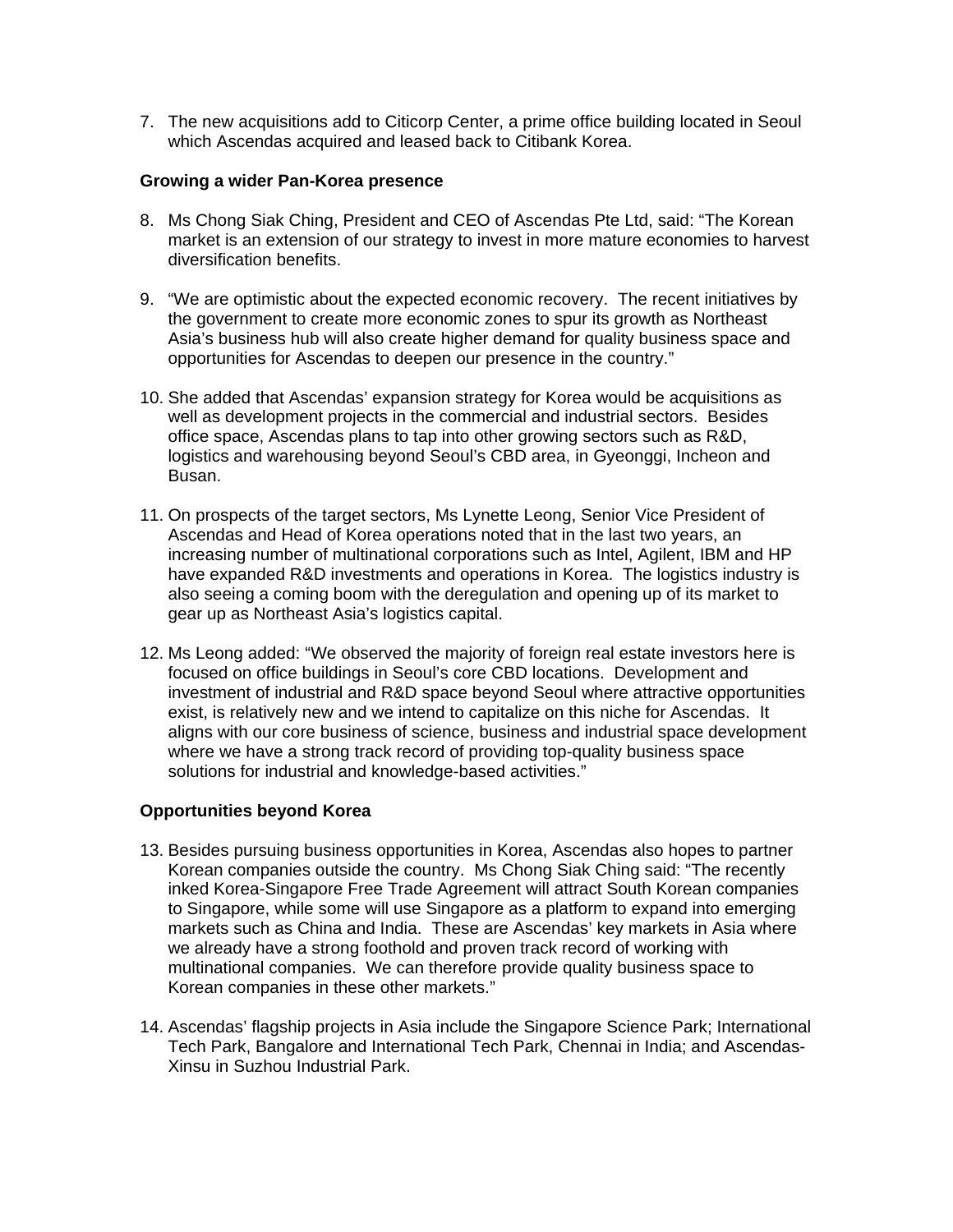7. The new acquisitions add to Citicorp Center, a prime office building located in Seoul which Ascendas acquired and leased back to Citibank Korea.

**Growing a wider Pan-Korea presence**

8. Ms Chong Siak Ching, President and CEO of Ascendas Pte Ltd, said: "The Korean market is an extension of our strategy to invest in more mature economies to harvest diversification benefits.

9. "We are optimistic about the expected economic recovery. The recent initiatives by the government to create more economic zones to spur its growth as Northeast Asia's business hub will also create higher demand for quality business space and opportunities for Ascendas to deepen our presence in the country."

10. She added that Ascendas' expansion strategy for Korea would be acquisitions as well as development projects in the commercial and industrial sectors. Besides office space, Ascendas plans to tap into other growing sectors such as R&D, logistics and warehousing beyond Seoul's CBD area, in Gyeonggi, Incheon and Busan.

11. On prospects of the target sectors, Ms Lynette Leong, Senior Vice President of Ascendas and Head of Korea operations noted that in the last two years, an increasing number of multinational corporations such as Intel, Agilent, IBM and HP have expanded R&D investments and operations in Korea. The logistics industry is also seeing a coming boom with the deregulation and opening up of its market to gear up as Northeast Asia's logistics capital.

12. Ms Leong added: "We observed the majority of foreign real estate investors here is focused on office buildings in Seoul's core CBD locations. Development and investment of industrial and R&D space beyond Seoul where attractive opportunities exist, is relatively new and we intend to capitalize on this niche for Ascendas. It aligns with our core business of science, business and industrial space development where we have a strong track record of providing top-quality business space solutions for industrial and knowledge-based activities."

**Opportunities beyond Korea**

13. Besides pursuing business opportunities in Korea, Ascendas also hopes to partner Korean companies outside the country. Ms Chong Siak Ching said: "The recently inked Korea-Singapore Free Trade Agreement will attract South Korean companies to Singapore, while some will use Singapore as a platform to expand into emerging markets such as China and India. These are Ascendas' key markets in Asia where we already have a strong foothold and proven track record of working with multinational companies. We can therefore provide quality business space to Korean companies in these other markets."

14. Ascendas' flagship projects in Asia include the Singapore Science Park; International Tech Park, Bangalore and International Tech Park, Chennai in India; and Ascendas-Xinsu in Suzhou Industrial Park.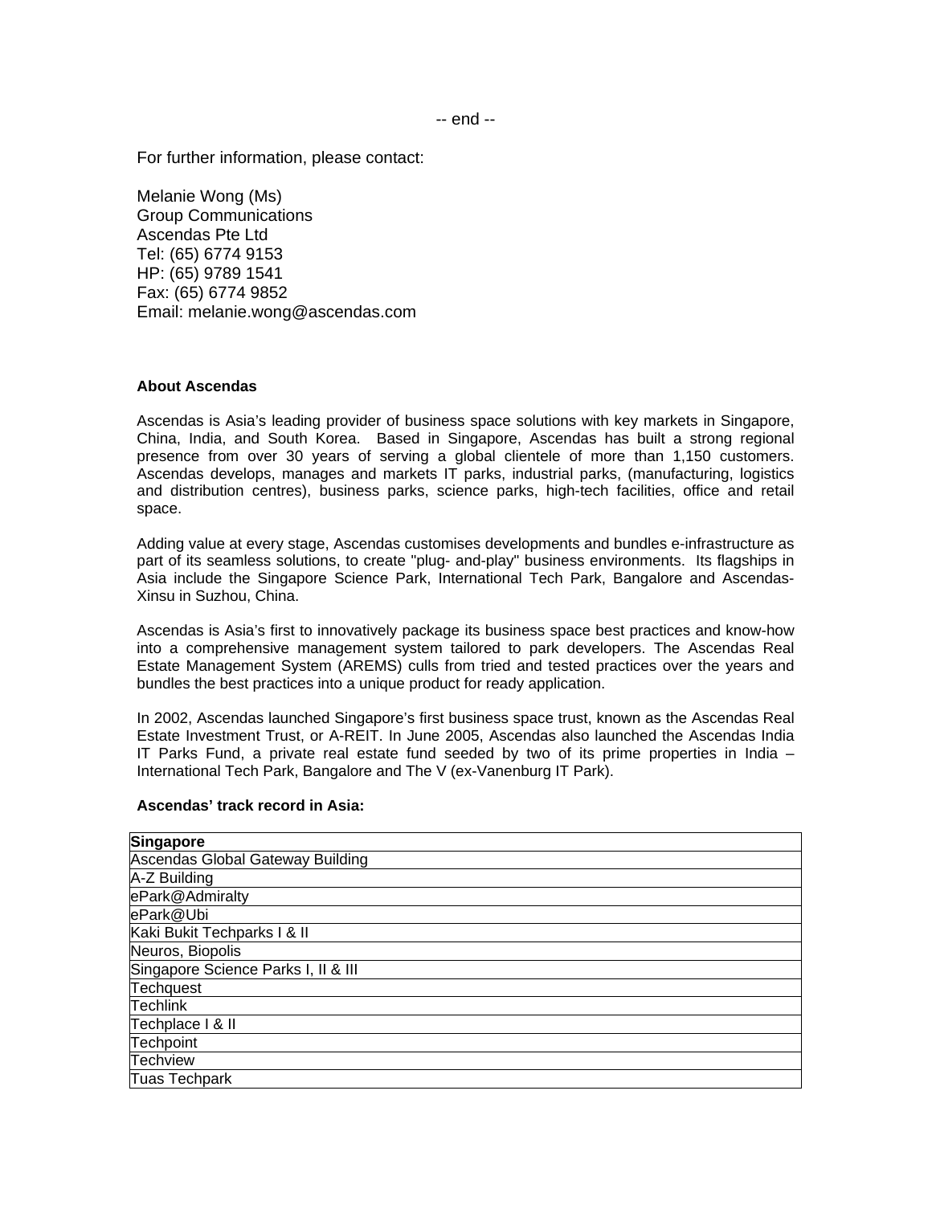-- end --

For further information, please contact:

Melanie Wong (Ms)
Group Communications
Ascendas Pte Ltd
Tel: (65) 6774 9153
HP: (65) 9789 1541
Fax: (65) 6774 9852
Email: melanie.wong@ascendas.com

**About Ascendas**

Ascendas is Asia's leading provider of business space solutions with key markets in Singapore, China, India, and South Korea. Based in Singapore, Ascendas has built a strong regional presence from over 30 years of serving a global clientele of more than 1,150 customers. Ascendas develops, manages and markets IT parks, industrial parks, (manufacturing, logistics and distribution centres), business parks, science parks, high-tech facilities, office and retail space.

Adding value at every stage, Ascendas customises developments and bundles e-infrastructure as part of its seamless solutions, to create "plug- and-play" business environments. Its flagships in Asia include the Singapore Science Park, International Tech Park, Bangalore and Ascendas-Xinsu in Suzhou, China.

Ascendas is Asia's first to innovatively package its business space best practices and know-how into a comprehensive management system tailored to park developers. The Ascendas Real Estate Management System (AREMS) culls from tried and tested practices over the years and bundles the best practices into a unique product for ready application.

In 2002, Ascendas launched Singapore's first business space trust, known as the Ascendas Real Estate Investment Trust, or A-REIT. In June 2005, Ascendas also launched the Ascendas India IT Parks Fund, a private real estate fund seeded by two of its prime properties in India – International Tech Park, Bangalore and The V (ex-Vanenburg IT Park).

**Ascendas' track record in Asia:**

| **Singapore** |
|---|
| Ascendas Global Gateway Building |
| A-Z Building |
| ePark@Admiralty |
| ePark@Ubi |
| Kaki Bukit Techparks I & II |
| Neuros, Biopolis |
| Singapore Science Parks I, II & III |
| Techquest |
| Techlink |
| Techplace I & II |
| Techpoint |
| Techview |
| Tuas Techpark |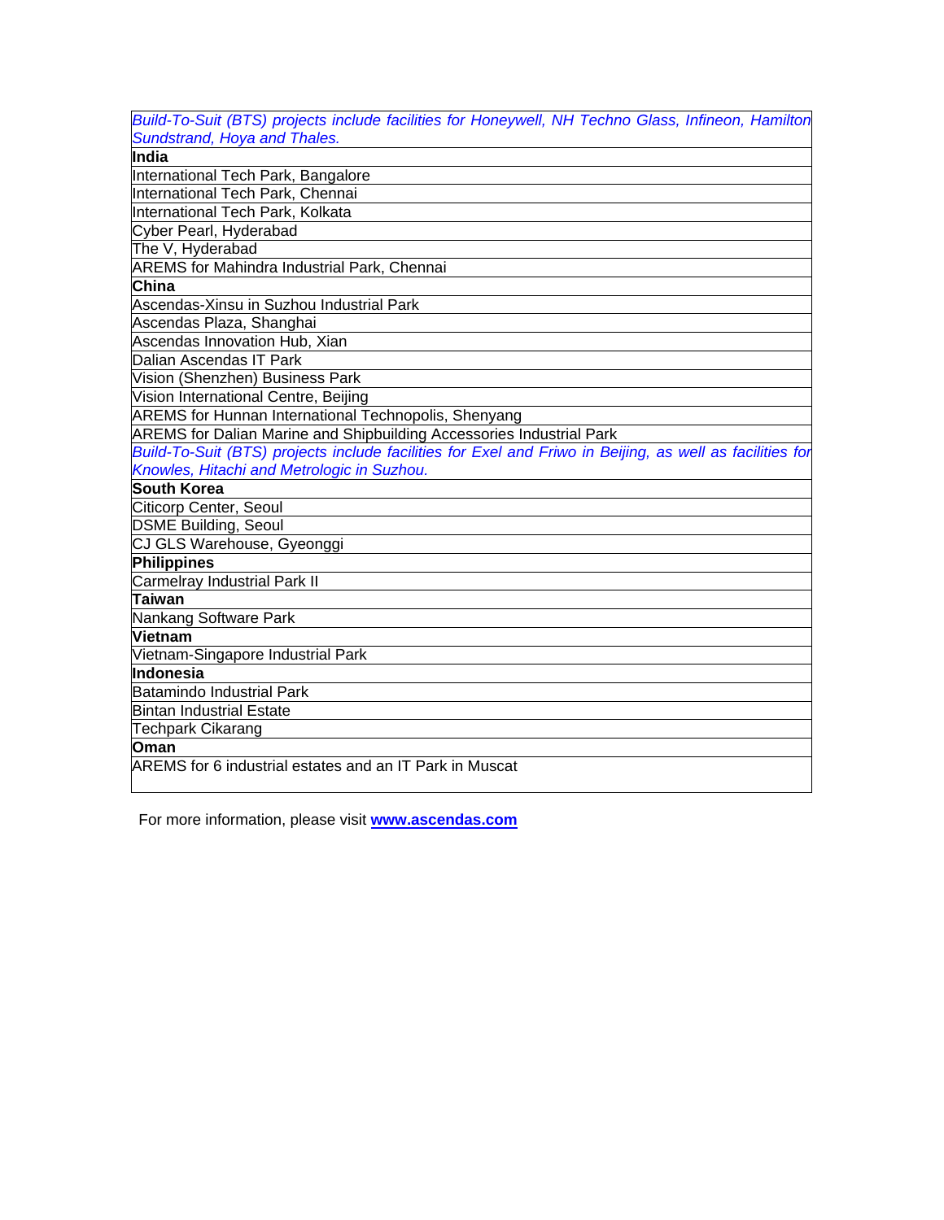| |
|---|
| *Build-To-Suit (BTS) projects include facilities for Honeywell, NH Techno Glass, Infineon, Hamilton Sundstrand, Hoya and Thales.* |
| **India** |
| International Tech Park, Bangalore |
| International Tech Park, Chennai |
| International Tech Park, Kolkata |
| Cyber Pearl, Hyderabad |
| The V, Hyderabad |
| AREMS for Mahindra Industrial Park, Chennai |
| **China** |
| Ascendas-Xinsu in Suzhou Industrial Park |
| Ascendas Plaza, Shanghai |
| Ascendas Innovation Hub, Xian |
| Dalian Ascendas IT Park |
| Vision (Shenzhen) Business Park |
| Vision International Centre, Beijing |
| AREMS for Hunnan International Technopolis, Shenyang |
| AREMS for Dalian Marine and Shipbuilding Accessories Industrial Park |
| *Build-To-Suit (BTS) projects include facilities for Exel and Friwo in Beijing, as well as facilities for Knowles, Hitachi and Metrologic in Suzhou.* |
| **South Korea** |
| Citicorp Center, Seoul |
| DSME Building, Seoul |
| CJ GLS Warehouse, Gyeonggi |
| **Philippines** |
| Carmelray Industrial Park II |
| **Taiwan** |
| Nankang Software Park |
| **Vietnam** |
| Vietnam-Singapore Industrial Park |
| **Indonesia** |
| Batamindo Industrial Park |
| Bintan Industrial Estate |
| Techpark Cikarang |
| **Oman** |
| AREMS for 6 industrial estates and an IT Park in Muscat |

For more information, please visit **[www.ascendas.com](http://www.ascendas.com)**